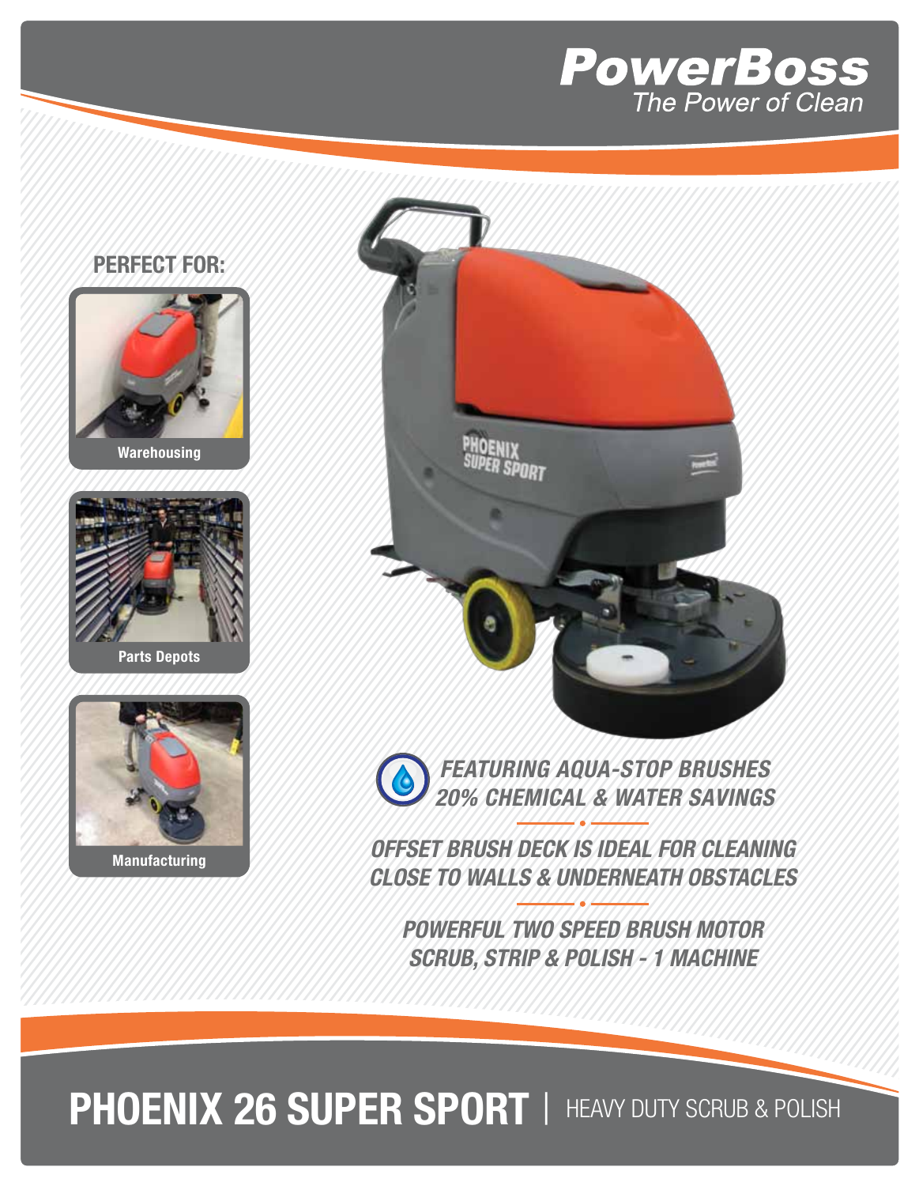# PowerBoss

*The Power of Clean*

## PERFECT FOR:

- Warehousing
- Parts Depots
- Manufacturing

***FEATURING AQUA-STOP BRUSHES***
***20% CHEMICAL & WATER SAVINGS***

***OFFSET BRUSH DECK IS IDEAL FOR CLEANING CLOSE TO WALLS & UNDERNEATH OBSTACLES***

***POWERFUL TWO SPEED BRUSH MOTOR***
***SCRUB, STRIP & POLISH - 1 MACHINE***

# PHOENIX 26 SUPER SPORT | HEAVY DUTY SCRUB & POLISH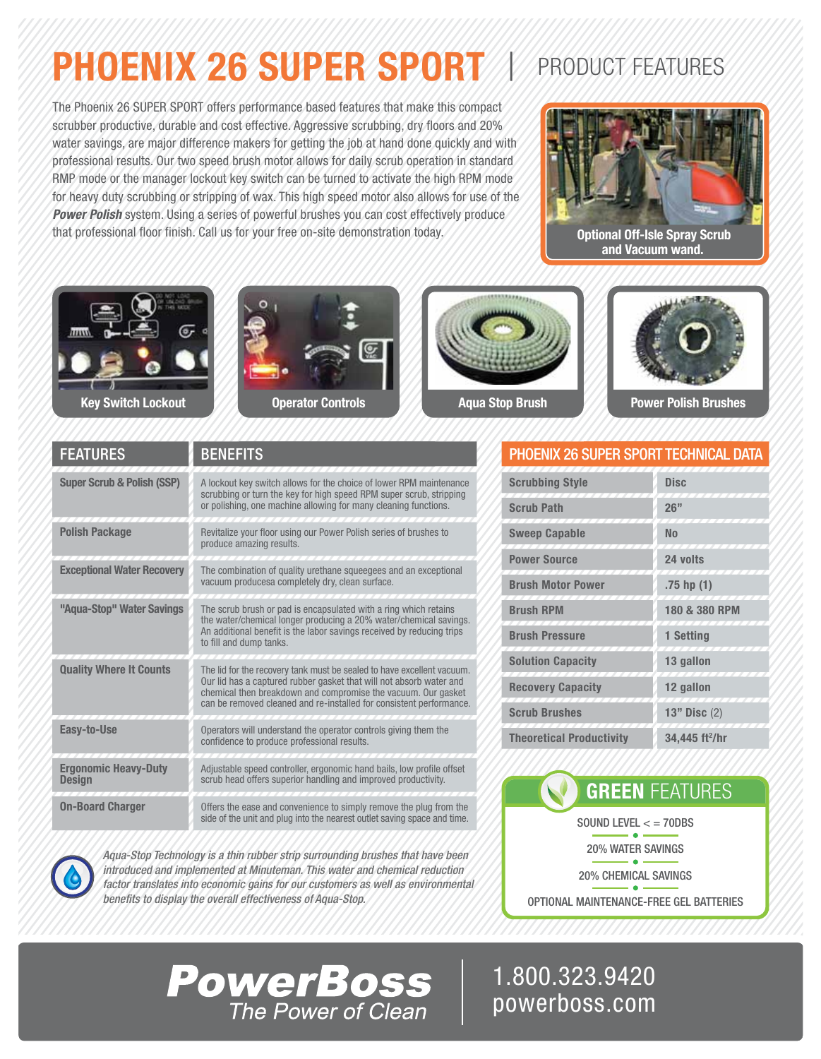# PHOENIX 26 SUPER SPORT | PRODUCT FEATURES

The Phoenix 26 SUPER SPORT offers performance based features that make this compact scrubber productive, durable and cost effective. Aggressive scrubbing, dry floors and 20% water savings, are major difference makers for getting the job at hand done quickly and with professional results. Our two speed brush motor allows for daily scrub operation in standard RMP mode or the manager lockout key switch can be turned to activate the high RPM mode for heavy duty scrubbing or stripping of wax. This high speed motor also allows for use of the ***Power Polish*** system. Using a series of powerful brushes you can cost effectively produce that professional floor finish. Call us for your free on-site demonstration today.

Optional Off-Isle Spray Scrub and Vacuum wand.

Key Switch Lockout

Operator Controls

Aqua Stop Brush

Power Polish Brushes

| FEATURES | BENEFITS |
|---|---|
| Super Scrub & Polish (SSP) | A lockout key switch allows for the choice of lower RPM maintenance scrubbing or turn the key for high speed RPM super scrub, stripping or polishing, one machine allowing for many cleaning functions. |
| Polish Package | Revitalize your floor using our Power Polish series of brushes to produce amazing results. |
| Exceptional Water Recovery | The combination of quality urethane squeegees and an exceptional vacuum producesa completely dry, clean surface. |
| "Aqua-Stop" Water Savings | The scrub brush or pad is encapsulated with a ring which retains the water/chemical longer producing a 20% water/chemical savings. An additional benefit is the labor savings received by reducing trips to fill and dump tanks. |
| Quality Where It Counts | The lid for the recovery tank must be sealed to have excellent vacuum. Our lid has a captured rubber gasket that will not absorb water and chemical then breakdown and compromise the vacuum. Our gasket can be removed cleaned and re-installed for consistent performance. |
| Easy-to-Use | Operators will understand the operator controls giving them the confidence to produce professional results. |
| Ergonomic Heavy-Duty Design | Adjustable speed controller, ergonomic hand bails, low profile offset scrub head offers superior handling and improved productivity. |
| On-Board Charger | Offers the ease and convenience to simply remove the plug from the side of the unit and plug into the nearest outlet saving space and time. |

*Aqua-Stop Technology is a thin rubber strip surrounding brushes that have been introduced and implemented at Minuteman. This water and chemical reduction factor translates into economic gains for our customers as well as environmental benefits to display the overall effectiveness of Aqua-Stop.*

## PHOENIX 26 SUPER SPORT TECHNICAL DATA

| | |
|---|---|
| Scrubbing Style | Disc |
| Scrub Path | 26" |
| Sweep Capable | No |
| Power Source | 24 volts |
| Brush Motor Power | .75 hp (1) |
| Brush RPM | 180 & 380 RPM |
| Brush Pressure | 1 Setting |
| Solution Capacity | 13 gallon |
| Recovery Capacity | 12 gallon |
| Scrub Brushes | 13" Disc (2) |
| Theoretical Productivity | 34,445 ft$^2$/hr |

## GREEN FEATURES

SOUND LEVEL < = 70DBS

20% WATER SAVINGS

20% CHEMICAL SAVINGS

OPTIONAL MAINTENANCE-FREE GEL BATTERIES

PowerBoss
The Power of Clean

1.800.323.9420
powerboss.com